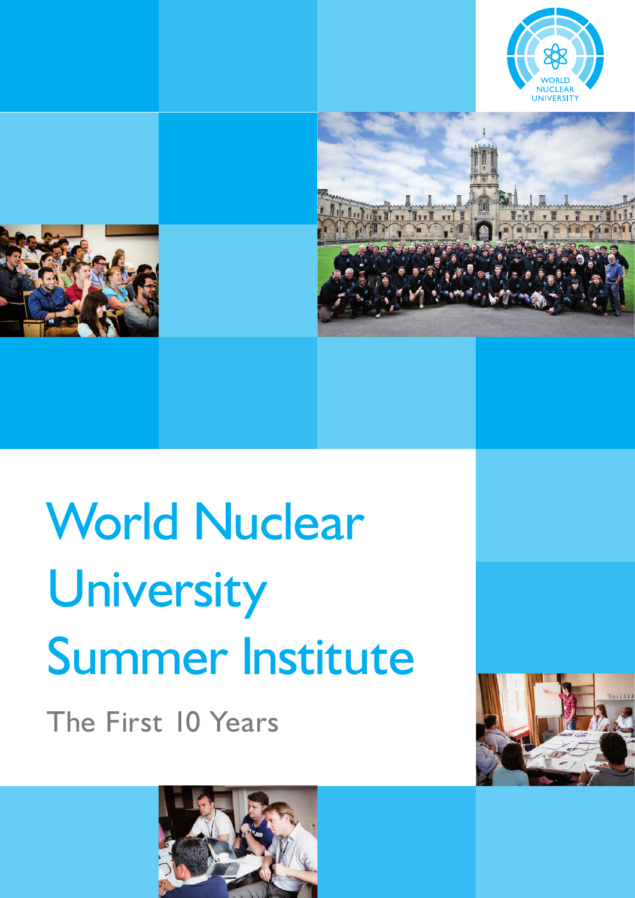WORLD NUCLEAR UNIVERSITY

# World Nuclear University Summer Institute

## The First 10 Years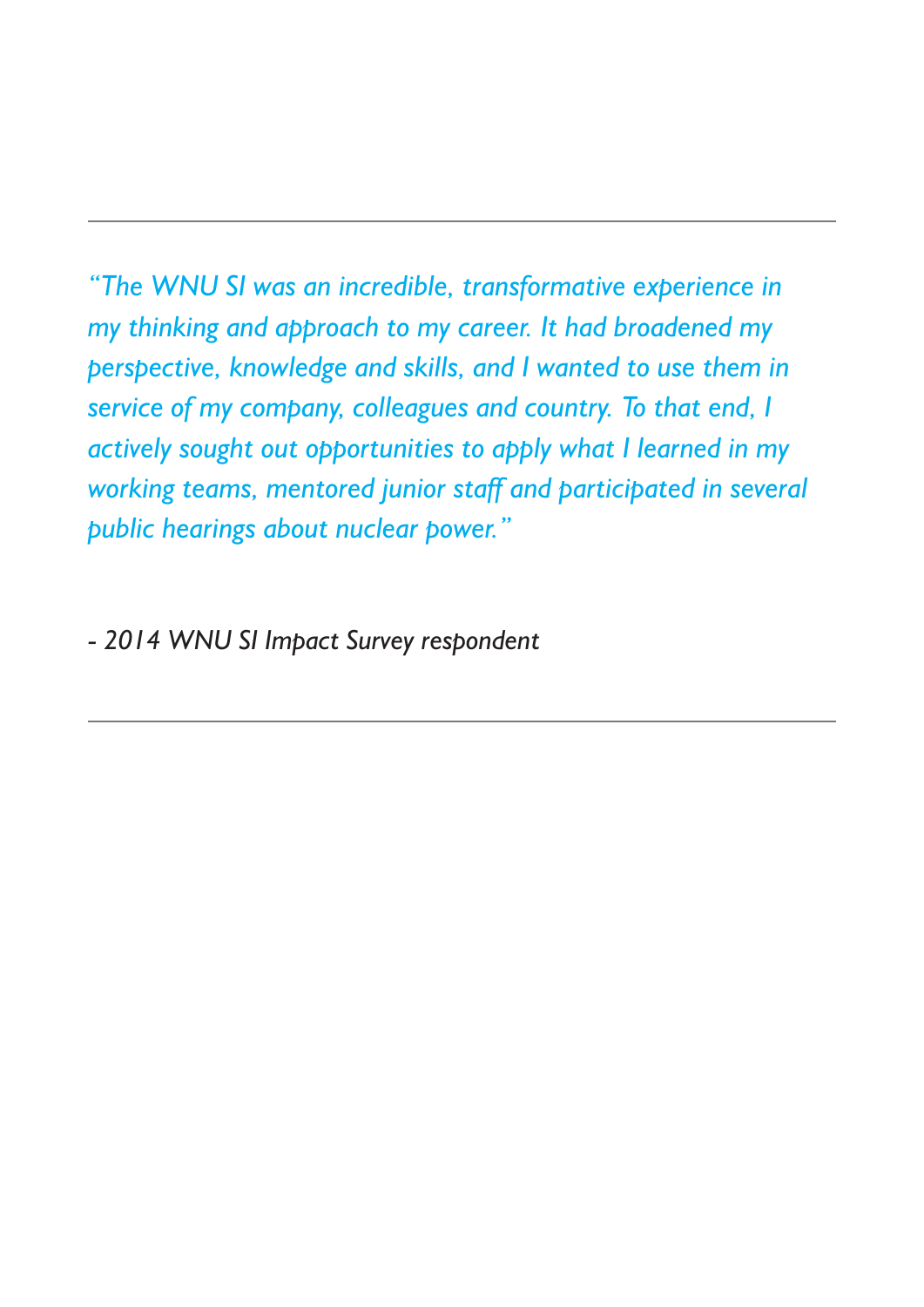---

*"The WNU SI was an incredible, transformative experience in my thinking and approach to my career. It had broadened my perspective, knowledge and skills, and I wanted to use them in service of my company, colleagues and country. To that end, I actively sought out opportunities to apply what I learned in my working teams, mentored junior staff and participated in several public hearings about nuclear power."*

*- 2014 WNU SI Impact Survey respondent*

---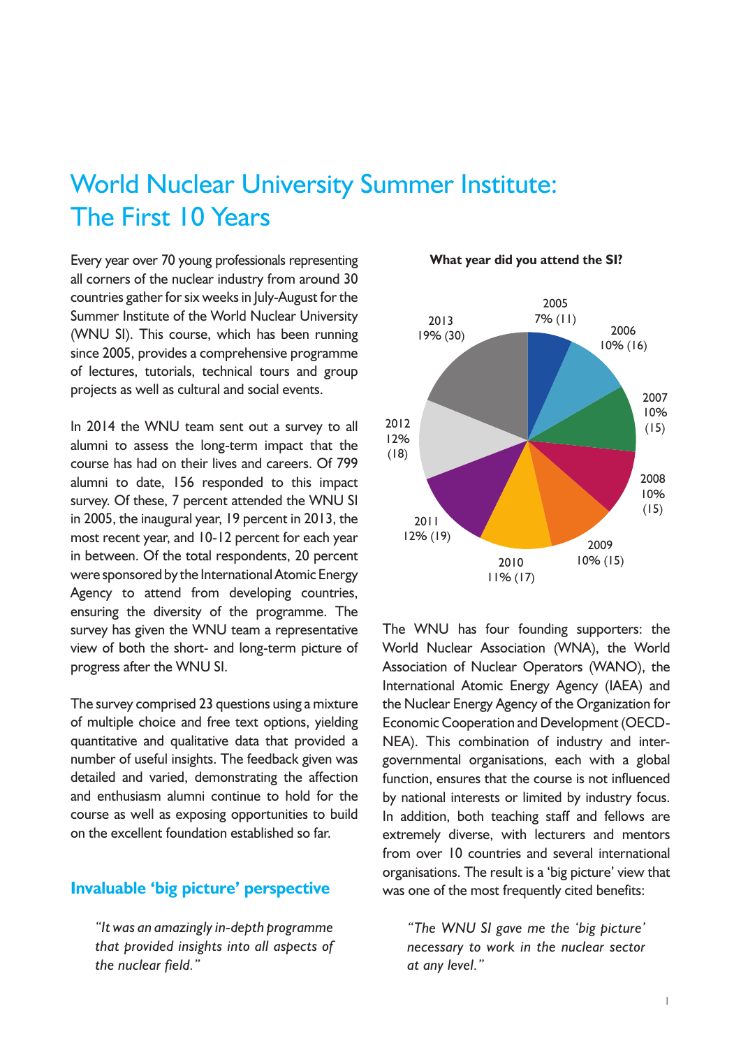# World Nuclear University Summer Institute: The First 10 Years

Every year over 70 young professionals representing all corners of the nuclear industry from around 30 countries gather for six weeks in July-August for the Summer Institute of the World Nuclear University (WNU SI). This course, which has been running since 2005, provides a comprehensive programme of lectures, tutorials, technical tours and group projects as well as cultural and social events.

In 2014 the WNU team sent out a survey to all alumni to assess the long-term impact that the course has had on their lives and careers. Of 799 alumni to date, 156 responded to this impact survey. Of these, 7 percent attended the WNU SI in 2005, the inaugural year, 19 percent in 2013, the most recent year, and 10-12 percent for each year in between. Of the total respondents, 20 percent were sponsored by the International Atomic Energy Agency to attend from developing countries, ensuring the diversity of the programme. The survey has given the WNU team a representative view of both the short- and long-term picture of progress after the WNU SI.

The survey comprised 23 questions using a mixture of multiple choice and free text options, yielding quantitative and qualitative data that provided a number of useful insights. The feedback given was detailed and varied, demonstrating the affection and enthusiasm alumni continue to hold for the course as well as exposing opportunities to build on the excellent foundation established so far.

**What year did you attend the SI?**

| Year | Percentage (respondents) |
|---|---|
| 2005 | 7% (11) |
| 2006 | 10% (16) |
| 2007 | 10% (15) |
| 2008 | 10% (15) |
| 2009 | 10% (15) |
| 2010 | 11% (17) |
| 2011 | 12% (19) |
| 2012 | 12% (18) |
| 2013 | 19% (30) |

The WNU has four founding supporters: the World Nuclear Association (WNA), the World Association of Nuclear Operators (WANO), the International Atomic Energy Agency (IAEA) and the Nuclear Energy Agency of the Organization for Economic Cooperation and Development (OECD-NEA). This combination of industry and inter-governmental organisations, each with a global function, ensures that the course is not influenced by national interests or limited by industry focus. In addition, both teaching staff and fellows are extremely diverse, with lecturers and mentors from over 10 countries and several international organisations. The result is a 'big picture' view that was one of the most frequently cited benefits:

## Invaluable 'big picture' perspective

> *"It was an amazingly in-depth programme that provided insights into all aspects of the nuclear field."*

> *"The WNU SI gave me the 'big picture' necessary to work in the nuclear sector at any level."*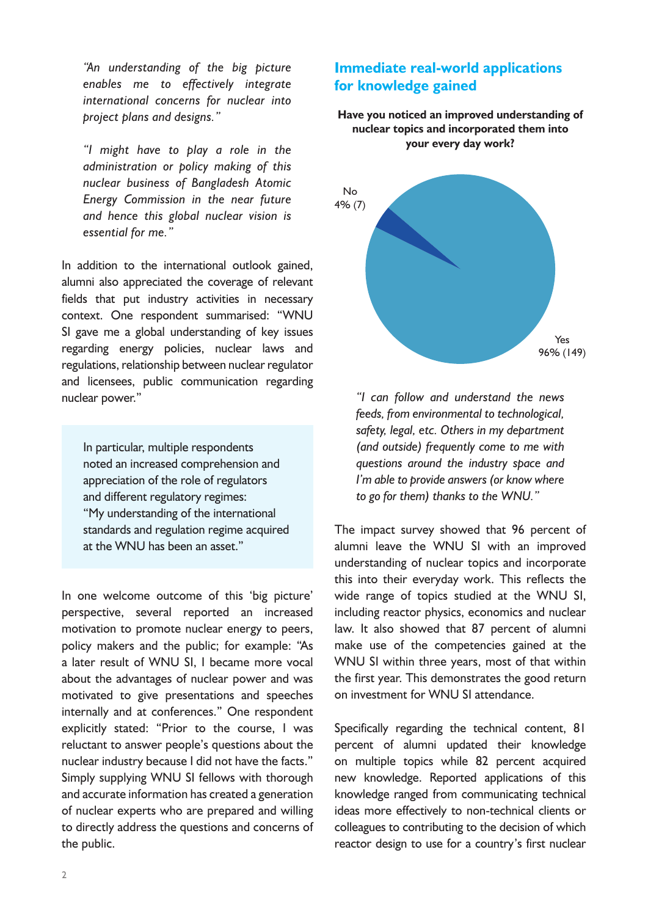*"An understanding of the big picture enables me to effectively integrate international concerns for nuclear into project plans and designs."*

*"I might have to play a role in the administration or policy making of this nuclear business of Bangladesh Atomic Energy Commission in the near future and hence this global nuclear vision is essential for me."*

In addition to the international outlook gained, alumni also appreciated the coverage of relevant fields that put industry activities in necessary context. One respondent summarised: "WNU SI gave me a global understanding of key issues regarding energy policies, nuclear laws and regulations, relationship between nuclear regulator and licensees, public communication regarding nuclear power."

> In particular, multiple respondents noted an increased comprehension and appreciation of the role of regulators and different regulatory regimes: "My understanding of the international standards and regulation regime acquired at the WNU has been an asset."

In one welcome outcome of this 'big picture' perspective, several reported an increased motivation to promote nuclear energy to peers, policy makers and the public; for example: "As a later result of WNU SI, I became more vocal about the advantages of nuclear power and was motivated to give presentations and speeches internally and at conferences." One respondent explicitly stated: "Prior to the course, I was reluctant to answer people's questions about the nuclear industry because I did not have the facts." Simply supplying WNU SI fellows with thorough and accurate information has created a generation of nuclear experts who are prepared and willing to directly address the questions and concerns of the public.

## Immediate real-world applications for knowledge gained

**Have you noticed an improved understanding of nuclear topics and incorporated them into your every day work?**

No 4% (7)

Yes 96% (149)

*"I can follow and understand the news feeds, from environmental to technological, safety, legal, etc. Others in my department (and outside) frequently come to me with questions around the industry space and I'm able to provide answers (or know where to go for them) thanks to the WNU."*

The impact survey showed that 96 percent of alumni leave the WNU SI with an improved understanding of nuclear topics and incorporate this into their everyday work. This reflects the wide range of topics studied at the WNU SI, including reactor physics, economics and nuclear law. It also showed that 87 percent of alumni make use of the competencies gained at the WNU SI within three years, most of that within the first year. This demonstrates the good return on investment for WNU SI attendance.

Specifically regarding the technical content, 81 percent of alumni updated their knowledge on multiple topics while 82 percent acquired new knowledge. Reported applications of this knowledge ranged from communicating technical ideas more effectively to non-technical clients or colleagues to contributing to the decision of which reactor design to use for a country's first nuclear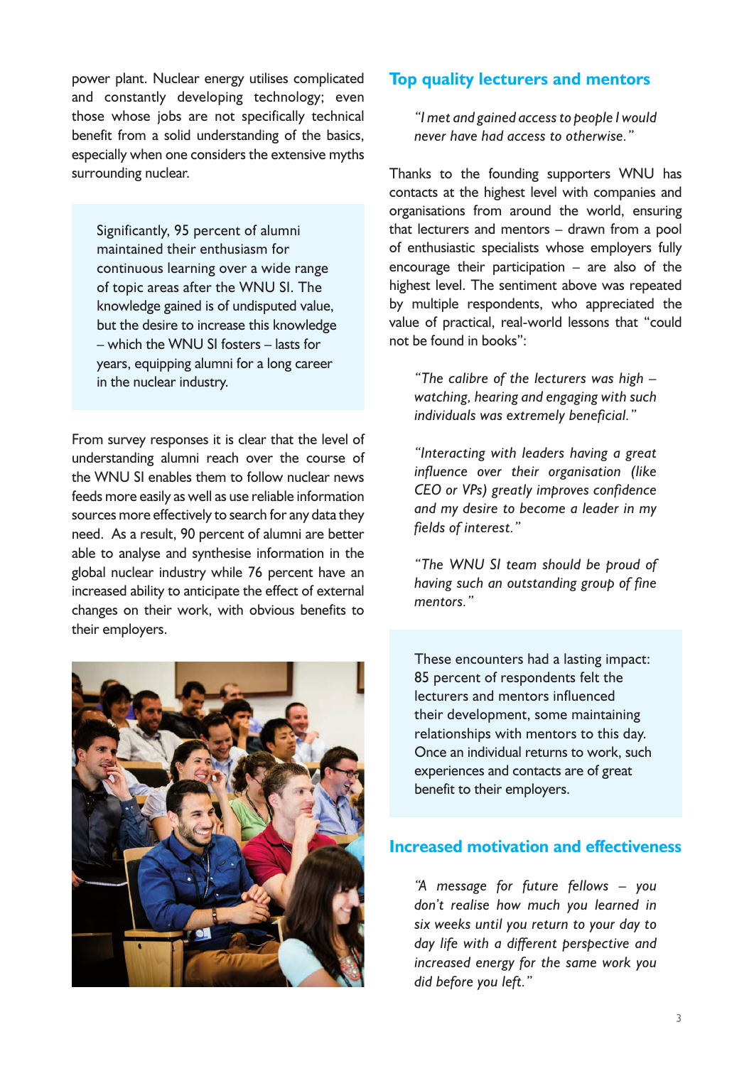power plant. Nuclear energy utilises complicated and constantly developing technology; even those whose jobs are not specifically technical benefit from a solid understanding of the basics, especially when one considers the extensive myths surrounding nuclear.

> Significantly, 95 percent of alumni maintained their enthusiasm for continuous learning over a wide range of topic areas after the WNU SI. The knowledge gained is of undisputed value, but the desire to increase this knowledge – which the WNU SI fosters – lasts for years, equipping alumni for a long career in the nuclear industry.

From survey responses it is clear that the level of understanding alumni reach over the course of the WNU SI enables them to follow nuclear news feeds more easily as well as use reliable information sources more effectively to search for any data they need. As a result, 90 percent of alumni are better able to analyse and synthesise information in the global nuclear industry while 76 percent have an increased ability to anticipate the effect of external changes on their work, with obvious benefits to their employers.

## Top quality lecturers and mentors

*"I met and gained access to people I would never have had access to otherwise."*

Thanks to the founding supporters WNU has contacts at the highest level with companies and organisations from around the world, ensuring that lecturers and mentors – drawn from a pool of enthusiastic specialists whose employers fully encourage their participation – are also of the highest level. The sentiment above was repeated by multiple respondents, who appreciated the value of practical, real-world lessons that "could not be found in books":

*"The calibre of the lecturers was high – watching, hearing and engaging with such individuals was extremely beneficial."*

*"Interacting with leaders having a great influence over their organisation (like CEO or VPs) greatly improves confidence and my desire to become a leader in my fields of interest."*

*"The WNU SI team should be proud of having such an outstanding group of fine mentors."*

> These encounters had a lasting impact: 85 percent of respondents felt the lecturers and mentors influenced their development, some maintaining relationships with mentors to this day. Once an individual returns to work, such experiences and contacts are of great benefit to their employers.

## Increased motivation and effectiveness

*"A message for future fellows – you don't realise how much you learned in six weeks until you return to your day to day life with a different perspective and increased energy for the same work you did before you left."*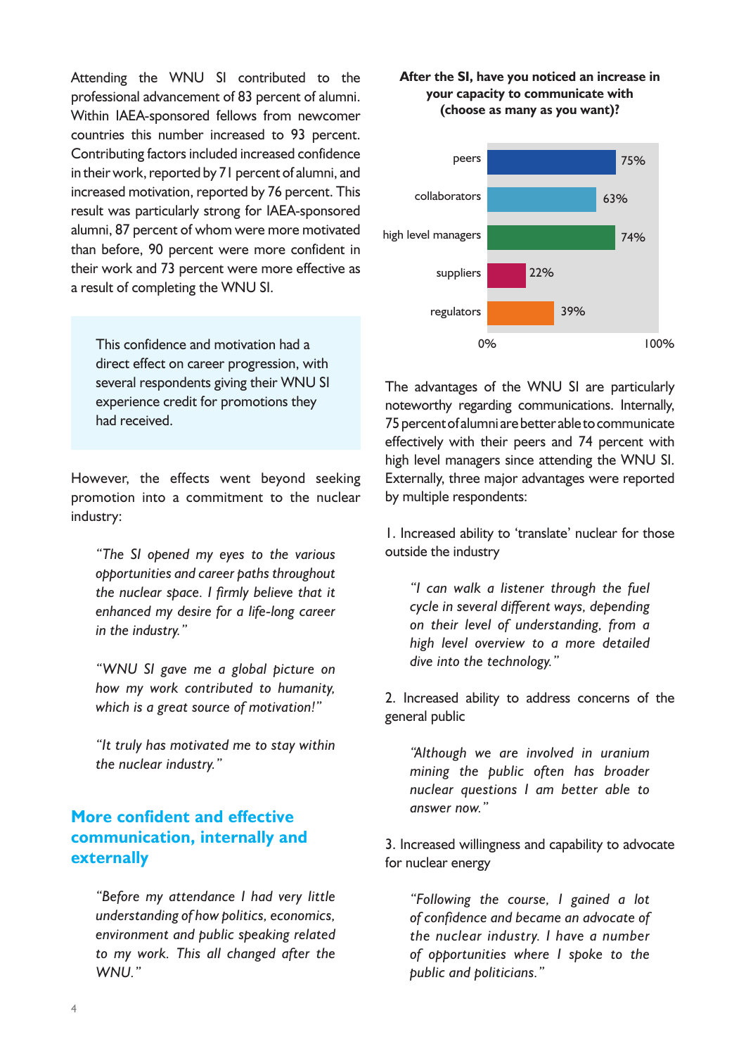Attending the WNU SI contributed to the professional advancement of 83 percent of alumni. Within IAEA-sponsored fellows from newcomer countries this number increased to 93 percent. Contributing factors included increased confidence in their work, reported by 71 percent of alumni, and increased motivation, reported by 76 percent. This result was particularly strong for IAEA-sponsored alumni, 87 percent of whom were more motivated than before, 90 percent were more confident in their work and 73 percent were more effective as a result of completing the WNU SI.

> This confidence and motivation had a direct effect on career progression, with several respondents giving their WNU SI experience credit for promotions they had received.

However, the effects went beyond seeking promotion into a commitment to the nuclear industry:

> *"The SI opened my eyes to the various opportunities and career paths throughout the nuclear space. I firmly believe that it enhanced my desire for a life-long career in the industry."*

> *"WNU SI gave me a global picture on how my work contributed to humanity, which is a great source of motivation!"*

> *"It truly has motivated me to stay within the nuclear industry."*

## More confident and effective communication, internally and externally

> *"Before my attendance I had very little understanding of how politics, economics, environment and public speaking related to my work. This all changed after the WNU."*

**After the SI, have you noticed an increase in your capacity to communicate with (choose as many as you want)?**

| | |
|---|---|
| peers | 75% |
| collaborators | 63% |
| high level managers | 74% |
| suppliers | 22% |
| regulators | 39% |

The advantages of the WNU SI are particularly noteworthy regarding communications. Internally, 75 percent of alumni are better able to communicate effectively with their peers and 74 percent with high level managers since attending the WNU SI. Externally, three major advantages were reported by multiple respondents:

1. Increased ability to 'translate' nuclear for those outside the industry

> *"I can walk a listener through the fuel cycle in several different ways, depending on their level of understanding, from a high level overview to a more detailed dive into the technology."*

2. Increased ability to address concerns of the general public

> *"Although we are involved in uranium mining the public often has broader nuclear questions I am better able to answer now."*

3. Increased willingness and capability to advocate for nuclear energy

> *"Following the course, I gained a lot of confidence and became an advocate of the nuclear industry. I have a number of opportunities where I spoke to the public and politicians."*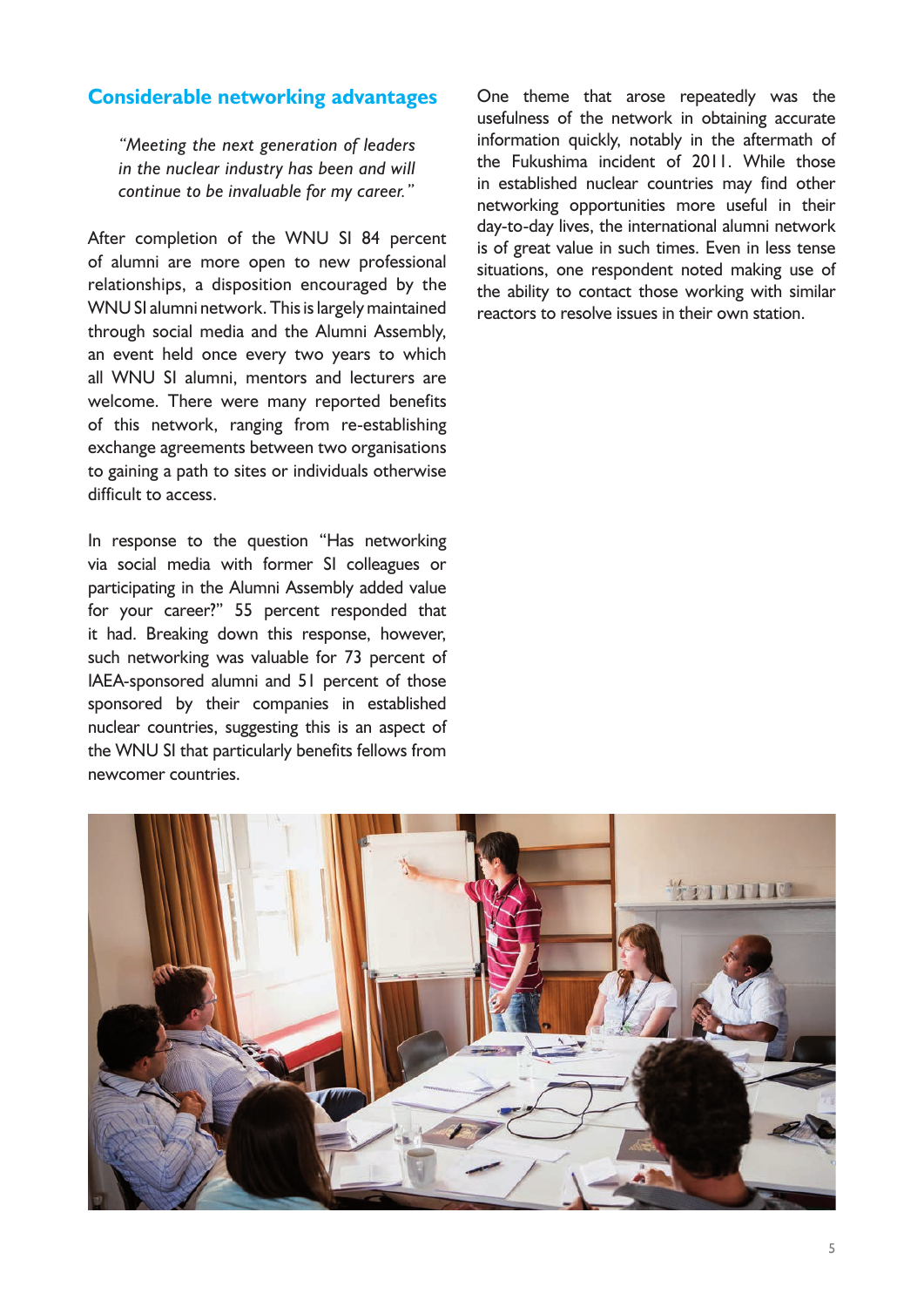## Considerable networking advantages

*"Meeting the next generation of leaders in the nuclear industry has been and will continue to be invaluable for my career."*

After completion of the WNU SI 84 percent of alumni are more open to new professional relationships, a disposition encouraged by the WNU SI alumni network. This is largely maintained through social media and the Alumni Assembly, an event held once every two years to which all WNU SI alumni, mentors and lecturers are welcome. There were many reported benefits of this network, ranging from re-establishing exchange agreements between two organisations to gaining a path to sites or individuals otherwise difficult to access.

In response to the question "Has networking via social media with former SI colleagues or participating in the Alumni Assembly added value for your career?" 55 percent responded that it had. Breaking down this response, however, such networking was valuable for 73 percent of IAEA-sponsored alumni and 51 percent of those sponsored by their companies in established nuclear countries, suggesting this is an aspect of the WNU SI that particularly benefits fellows from newcomer countries.

One theme that arose repeatedly was the usefulness of the network in obtaining accurate information quickly, notably in the aftermath of the Fukushima incident of 2011. While those in established nuclear countries may find other networking opportunities more useful in their day-to-day lives, the international alumni network is of great value in such times. Even in less tense situations, one respondent noted making use of the ability to contact those working with similar reactors to resolve issues in their own station.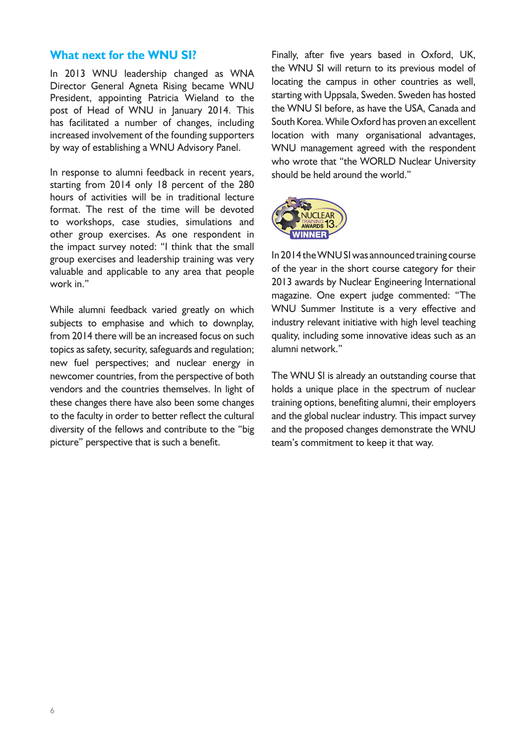## What next for the WNU SI?

In 2013 WNU leadership changed as WNA Director General Agneta Rising became WNU President, appointing Patricia Wieland to the post of Head of WNU in January 2014. This has facilitated a number of changes, including increased involvement of the founding supporters by way of establishing a WNU Advisory Panel.

In response to alumni feedback in recent years, starting from 2014 only 18 percent of the 280 hours of activities will be in traditional lecture format. The rest of the time will be devoted to workshops, case studies, simulations and other group exercises. As one respondent in the impact survey noted: "I think that the small group exercises and leadership training was very valuable and applicable to any area that people work in."

While alumni feedback varied greatly on which subjects to emphasise and which to downplay, from 2014 there will be an increased focus on such topics as safety, security, safeguards and regulation; new fuel perspectives; and nuclear energy in newcomer countries, from the perspective of both vendors and the countries themselves. In light of these changes there have also been some changes to the faculty in order to better reflect the cultural diversity of the fellows and contribute to the "big picture" perspective that is such a benefit.

Finally, after five years based in Oxford, UK, the WNU SI will return to its previous model of locating the campus in other countries as well, starting with Uppsala, Sweden. Sweden has hosted the WNU SI before, as have the USA, Canada and South Korea. While Oxford has proven an excellent location with many organisational advantages, WNU management agreed with the respondent who wrote that "the WORLD Nuclear University should be held around the world."

NUCLEAR TRAINING AWARDS 13 WINNER

In 2014 the WNU SI was announced training course of the year in the short course category for their 2013 awards by Nuclear Engineering International magazine. One expert judge commented: "The WNU Summer Institute is a very effective and industry relevant initiative with high level teaching quality, including some innovative ideas such as an alumni network."

The WNU SI is already an outstanding course that holds a unique place in the spectrum of nuclear training options, benefiting alumni, their employers and the global nuclear industry. This impact survey and the proposed changes demonstrate the WNU team's commitment to keep it that way.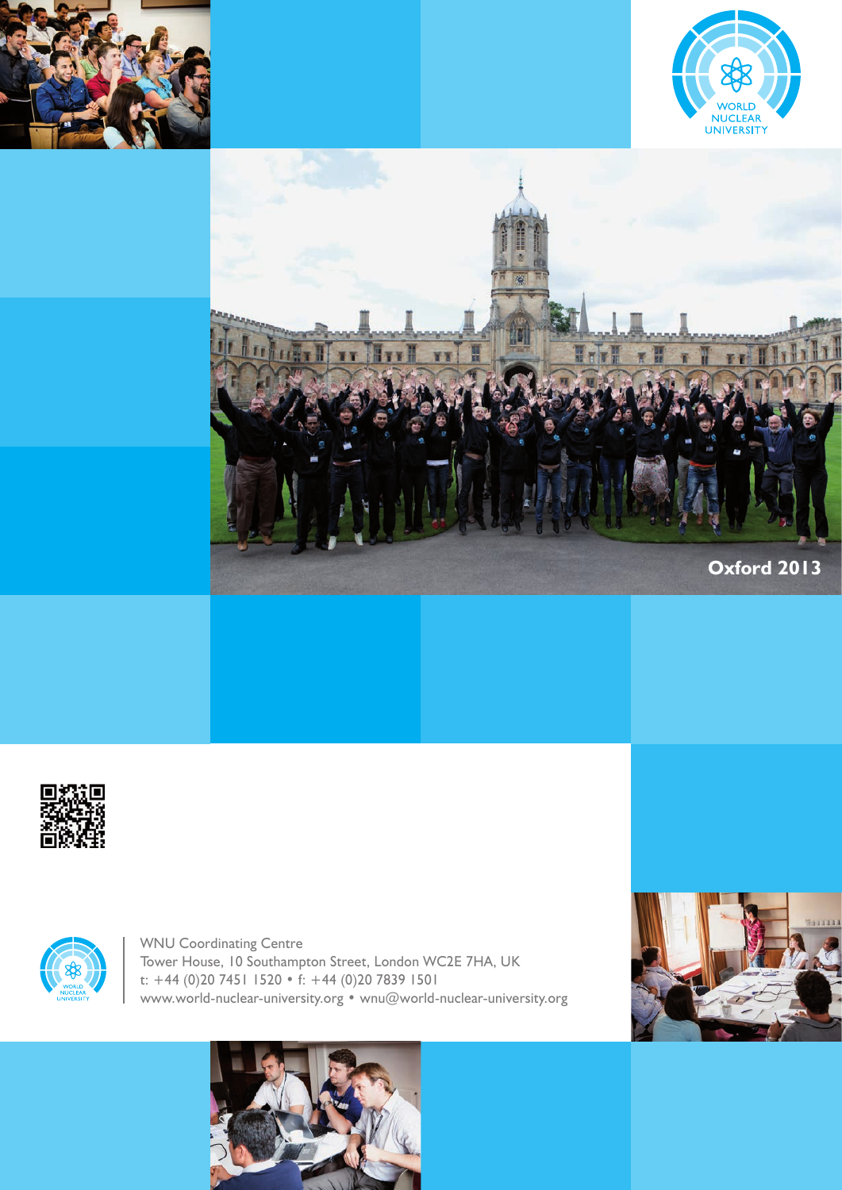WORLD NUCLEAR UNIVERSITY

Oxford 2013

WNU Coordinating Centre
Tower House, 10 Southampton Street, London WC2E 7HA, UK
t: +44 (0)20 7451 1520 • f: +44 (0)20 7839 1501
www.world-nuclear-university.org • wnu@world-nuclear-university.org